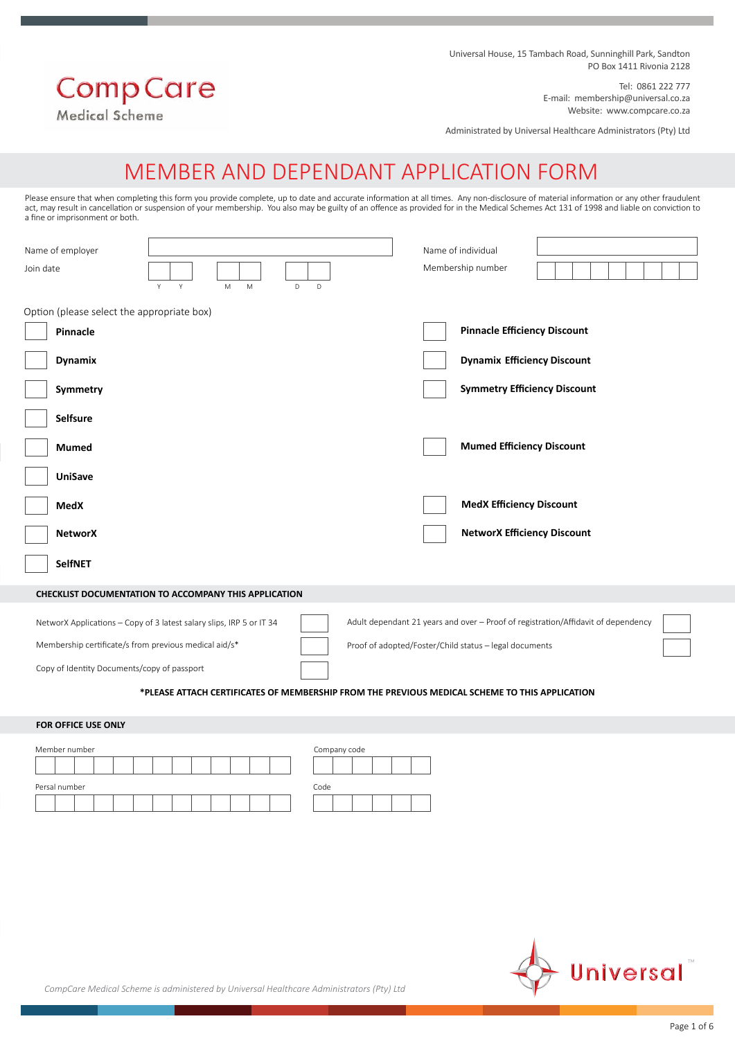CompCare Medical Scheme

Universal House, 15 Tambach Road, Sunninghill Park, Sandton
PO Box 1411 Rivonia 2128

Tel: 0861 222 777
E-mail: membership@universal.co.za
Website: www.compcare.co.za

Administrated by Universal Healthcare Administrators (Pty) Ltd

# MEMBER AND DEPENDANT APPLICATION FORM

Please ensure that when completing this form you provide complete, up to date and accurate information at all times. Any non-disclosure of material information or any other fraudulent act, may result in cancellation or suspension of your membership. You also may be guilty of an offence as provided for in the Medical Schemes Act 131 of 1998 and liable on conviction to a fine or imprisonment or both.

Name of employer ____________________

Join date Y Y | M M | D D

Name of individual ____________________

Membership number ____________________

Option (please select the appropriate box)

| Option | Efficiency Discount Option |
|---|---|
| ☐ **Pinnacle** | ☐ **Pinnacle Efficiency Discount** |
| ☐ **Dynamix** | ☐ **Dynamix Efficiency Discount** |
| ☐ **Symmetry** | ☐ **Symmetry Efficiency Discount** |
| ☐ **Selfsure** | |
| ☐ **Mumed** | ☐ **Mumed Efficiency Discount** |
| ☐ **UniSave** | |
| ☐ **MedX** | ☐ **MedX Efficiency Discount** |
| ☐ **NetworX** | ☐ **NetworX Efficiency Discount** |
| ☐ **SelfNET** | |

## CHECKLIST DOCUMENTATION TO ACCOMPANY THIS APPLICATION

| | | | |
|---|---|---|---|
| NetworX Applications – Copy of 3 latest salary slips, IRP 5 or IT 34 | ☐ | Adult dependant 21 years and over – Proof of registration/Affidavit of dependency | ☐ |
| Membership certificate/s from previous medical aid/s* | ☐ | Proof of adopted/Foster/Child status – legal documents | ☐ |
| Copy of Identity Documents/copy of passport | ☐ | | |

**\*PLEASE ATTACH CERTIFICATES OF MEMBERSHIP FROM THE PREVIOUS MEDICAL SCHEME TO THIS APPLICATION**

## FOR OFFICE USE ONLY

Member number ____________________

Company code ____________________

Persal number ____________________

Code ____________________

*CompCare Medical Scheme is administered by Universal Healthcare Administrators (Pty) Ltd*

Universal™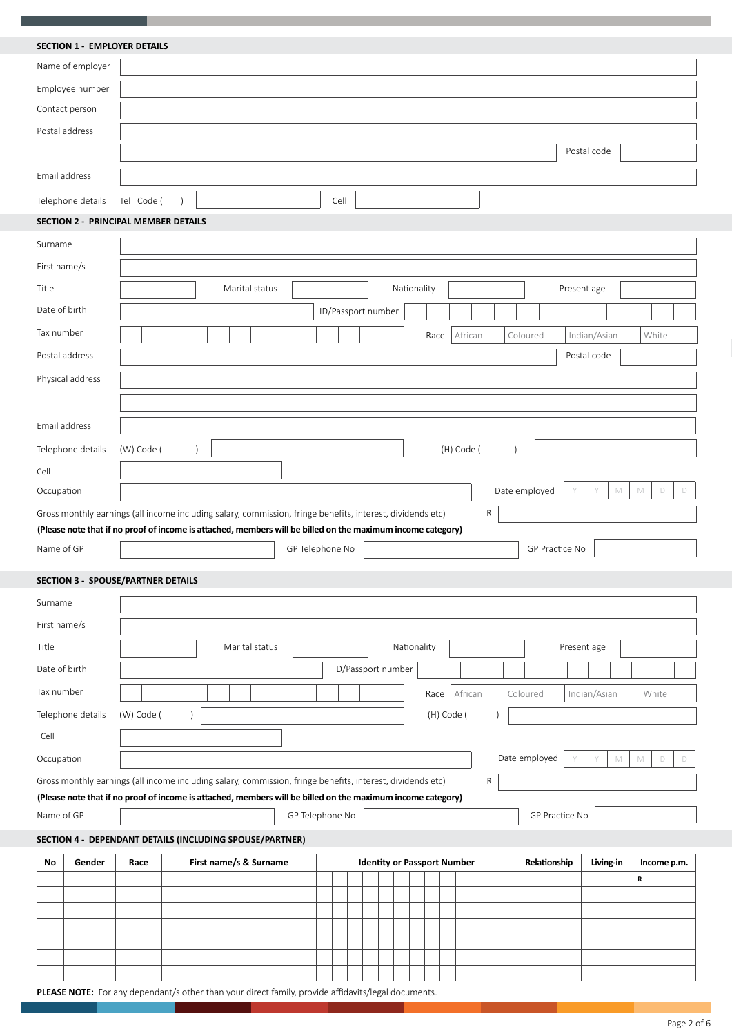## SECTION 1 - EMPLOYER DETAILS

| | |
|---|---|
| Name of employer | |
| Employee number | |
| Contact person | |
| Postal address | |
| | Postal code |
| Email address | |
| Telephone details | Tel Code ( ) Cell |

## SECTION 2 - PRINCIPAL MEMBER DETAILS

| | | | | | | | |
|---|---|---|---|---|---|---|---|
| Surname | | | | | | | |
| First name/s | | | | | | | |
| Title | | Marital status | | Nationality | | Present age | |
| Date of birth | | ID/Passport number | | | | | |
| Tax number | | Race | African | Coloured | Indian/Asian | White | |
| Postal address | | | | | | Postal code | |
| Physical address | | | | | | | |
| Email address | | | | | | | |
| Telephone details | (W) Code ( ) | | (H) Code ( ) | | | | |
| Cell | | | | | | | |
| Occupation | | | | | Date employed | Y Y M M D D | |

Gross monthly earnings (all income including salary, commission, fringe benefits, interest, dividends etc) R

**(Please note that if no proof of income is attached, members will be billed on the maximum income category)**

| | | | | | |
|---|---|---|---|---|---|
| Name of GP | | GP Telephone No | | GP Practice No | |

## SECTION 3 - SPOUSE/PARTNER DETAILS

| | | | | | | | |
|---|---|---|---|---|---|---|---|
| Surname | | | | | | | |
| First name/s | | | | | | | |
| Title | | Marital status | | Nationality | | Present age | |
| Date of birth | | ID/Passport number | | | | | |
| Tax number | | Race | African | Coloured | Indian/Asian | White | |
| Telephone details | (W) Code ( ) | | (H) Code ( ) | | | | |
| Cell | | | | | | | |
| Occupation | | | | | Date employed | Y Y M M D D | |

Gross monthly earnings (all income including salary, commission, fringe benefits, interest, dividends etc) R

**(Please note that if no proof of income is attached, members will be billed on the maximum income category)**

| | | | | | |
|---|---|---|---|---|---|
| Name of GP | | GP Telephone No | | GP Practice No | |

## SECTION 4 - DEPENDANT DETAILS (INCLUDING SPOUSE/PARTNER)

| No | Gender | Race | First name/s & Surname | Identity or Passport Number | Relationship | Living-in | Income p.m. |
|---|---|---|---|---|---|---|---|
| | | | | | | | R |
| | | | | | | | |
| | | | | | | | |
| | | | | | | | |
| | | | | | | | |
| | | | | | | | |
| | | | | | | | |

**PLEASE NOTE:** For any dependant/s other than your direct family, provide affidavits/legal documents.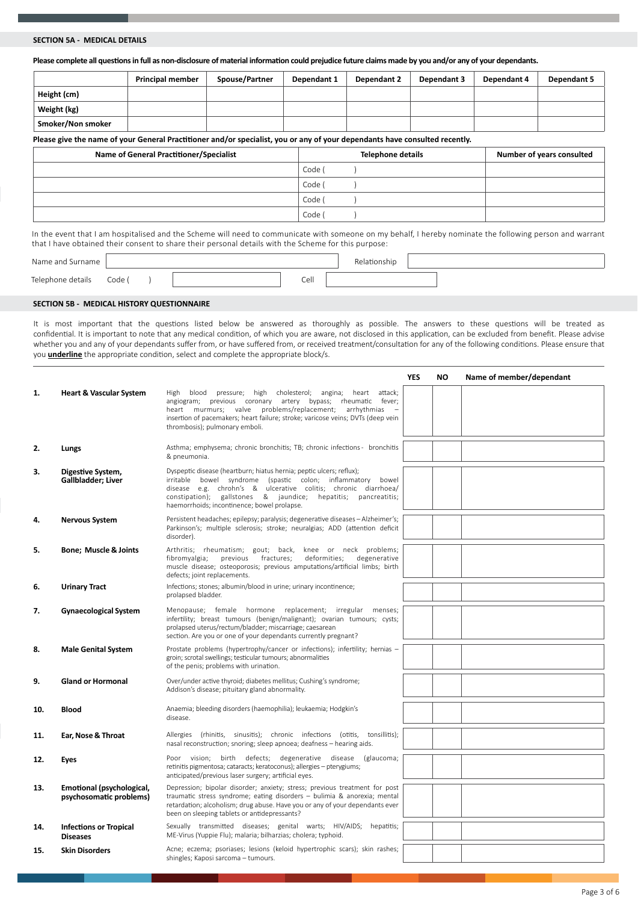## SECTION 5A - MEDICAL DETAILS

**Please complete all questions in full as non-disclosure of material information could prejudice future claims made by you and/or any of your dependants.**

| | Principal member | Spouse/Partner | Dependant 1 | Dependant 2 | Dependant 3 | Dependant 4 | Dependant 5 |
|---|---|---|---|---|---|---|---|
| **Height (cm)** | | | | | | | |
| **Weight (kg)** | | | | | | | |
| **Smoker/Non smoker** | | | | | | | |

**Please give the name of your General Practitioner and/or specialist, you or any of your dependants have consulted recently.**

| Name of General Practitioner/Specialist | Telephone details | Number of years consulted |
|---|---|---|
| | Code (     ) | |
| | Code (     ) | |
| | Code (     ) | |
| | Code (     ) | |

In the event that I am hospitalised and the Scheme will need to communicate with someone on my behalf, I hereby nominate the following person and warrant that I have obtained their consent to share their personal details with the Scheme for this purpose:

Name and Surname ____________________ Relationship ____________________

Telephone details Code (     ) ____________________ Cell ____________________

## SECTION 5B - MEDICAL HISTORY QUESTIONNAIRE

It is most important that the questions listed below be answered as thoroughly as possible. The answers to these questions will be treated as confidential. It is important to note that any medical condition, of which you are aware, not disclosed in this application, can be excluded from benefit. Please advise whether you and any of your dependants suffer from, or have suffered from, or received treatment/consultation for any of the following conditions. Please ensure that you **underline** the appropriate condition, select and complete the appropriate block/s.

| | | | YES | NO | Name of member/dependant |
|---|---|---|---|---|---|
| **1.** | **Heart & Vascular System** | High blood pressure; high cholesterol; angina; heart attack; angiogram; previous coronary artery bypass; rheumatic fever; heart murmurs; valve problems/replacement; arrhythmias – insertion of pacemakers; heart failure; stroke; varicose veins; DVTs (deep vein thrombosis); pulmonary emboli. | | | |
| **2.** | **Lungs** | Asthma; emphysema; chronic bronchitis; TB; chronic infections - bronchitis & pneumonia. | | | |
| **3.** | **Digestive System, Gallbladder; Liver** | Dyspeptic disease (heartburn; hiatus hernia; peptic ulcers; reflux); irritable bowel syndrome (spastic colon; inflammatory bowel disease e.g. chrohn's & ulcerative colitis; chronic diarrhoea/ constipation); gallstones & jaundice; hepatitis; pancreatitis; haemorrhoids; incontinence; bowel prolapse. | | | |
| **4.** | **Nervous System** | Persistent headaches; epilepsy; paralysis; degenerative diseases – Alzheimer's; Parkinson's; multiple sclerosis; stroke; neuralgias; ADD (attention deficit disorder). | | | |
| **5.** | **Bone; Muscle & Joints** | Arthritis; rheumatism; gout; back, knee or neck problems; fibromyalgia; previous fractures; deformities; degenerative muscle disease; osteoporosis; previous amputations/artificial limbs; birth defects; joint replacements. | | | |
| **6.** | **Urinary Tract** | Infections; stones; albumin/blood in urine; urinary incontinence; prolapsed bladder. | | | |
| **7.** | **Gynaecological System** | Menopause; female hormone replacement; irregular menses; infertility; breast tumours (benign/malignant); ovarian tumours; cysts; prolapsed uterus/rectum/bladder; miscarriage; caesarean section. Are you or one of your dependants currently pregnant? | | | |
| **8.** | **Male Genital System** | Prostate problems (hypertrophy/cancer or infections); infertility; hernias – groin; scrotal swellings; testicular tumours; abnormalities of the penis; problems with urination. | | | |
| **9.** | **Gland or Hormonal** | Over/under active thyroid; diabetes mellitus; Cushing's syndrome; Addison's disease; pituitary gland abnormality. | | | |
| **10.** | **Blood** | Anaemia; bleeding disorders (haemophilia); leukaemia; Hodgkin's disease. | | | |
| **11.** | **Ear, Nose & Throat** | Allergies (rhinitis, sinusitis); chronic infections (otitis, tonsillitis); nasal reconstruction; snoring; sleep apnoea; deafness – hearing aids. | | | |
| **12.** | **Eyes** | Poor vision; birth defects; degenerative disease (glaucoma; retinitis pigmentosa; cataracts; keratoconus); allergies – pterygiums; anticipated/previous laser surgery; artificial eyes. | | | |
| **13.** | **Emotional (psychological, psychosomatic problems)** | Depression; bipolar disorder; anxiety; stress; previous treatment for post traumatic stress syndrome; eating disorders – bulimia & anorexia; mental retardation; alcoholism; drug abuse. Have you or any of your dependants ever been on sleeping tablets or antidepressants? | | | |
| **14.** | **Infections or Tropical Diseases** | Sexually transmitted diseases; genital warts; HIV/AIDS; hepatitis; ME-Virus (Yuppie Flu); malaria; bilharzias; cholera; typhoid. | | | |
| **15.** | **Skin Disorders** | Acne; eczema; psoriases; lesions (keloid hypertrophic scars); skin rashes; shingles; Kaposi sarcoma – tumours. | | | |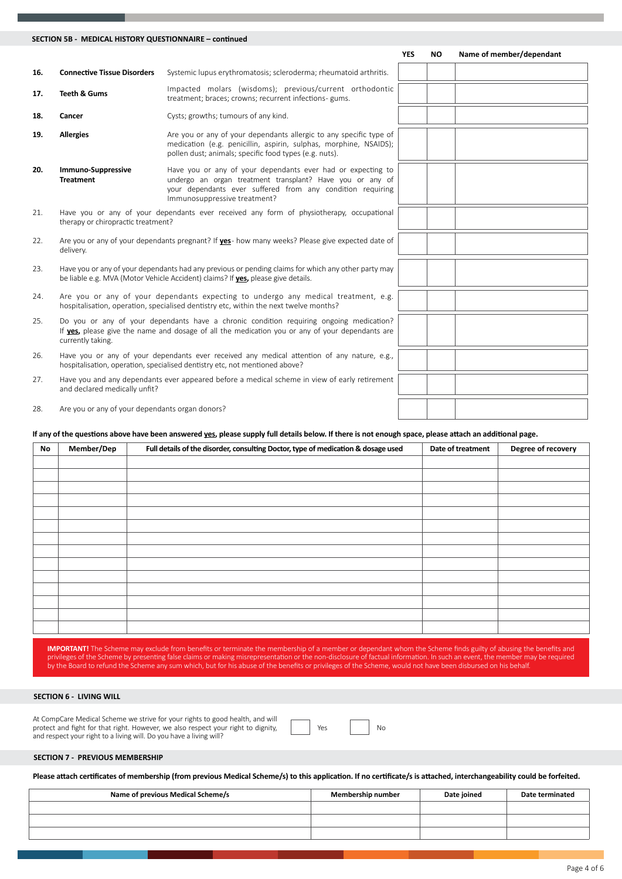## SECTION 5B - MEDICAL HISTORY QUESTIONNAIRE – continued

| No | Question | | YES | NO | Name of member/dependant |
|---|---|---|---|---|---|
| **16.** | **Connective Tissue Disorders** | Systemic lupus erythromatosis; scleroderma; rheumatoid arthritis. | | | |
| **17.** | **Teeth & Gums** | Impacted molars (wisdoms); previous/current orthodontic treatment; braces; crowns; recurrent infections- gums. | | | |
| **18.** | **Cancer** | Cysts; growths; tumours of any kind. | | | |
| **19.** | **Allergies** | Are you or any of your dependants allergic to any specific type of medication (e.g. penicillin, aspirin, sulphas, morphine, NSAIDS); pollen dust; animals; specific food types (e.g. nuts). | | | |
| **20.** | **Immuno-Suppressive Treatment** | Have you or any of your dependants ever had or expecting to undergo an organ treatment transplant? Have you or any of your dependants ever suffered from any condition requiring Immunosuppressive treatment? | | | |
| 21. | Have you or any of your dependants ever received any form of physiotherapy, occupational therapy or chiropractic treatment? | | | | |
| 22. | Are you or any of your dependants pregnant? If **yes**- how many weeks? Please give expected date of delivery. | | | | |
| 23. | Have you or any of your dependants had any previous or pending claims for which any other party may be liable e.g. MVA (Motor Vehicle Accident) claims? If **yes,** please give details. | | | | |
| 24. | Are you or any of your dependants expecting to undergo any medical treatment, e.g. hospitalisation, operation, specialised dentistry etc, within the next twelve months? | | | | |
| 25. | Do you or any of your dependants have a chronic condition requiring ongoing medication? If **yes,** please give the name and dosage of all the medication you or any of your dependants are currently taking. | | | | |
| 26. | Have you or any of your dependants ever received any medical attention of any nature, e.g., hospitalisation, operation, specialised dentistry etc, not mentioned above? | | | | |
| 27. | Have you and any dependants ever appeared before a medical scheme in view of early retirement and declared medically unfit? | | | | |
| 28. | Are you or any of your dependants organ donors? | | | | |

**If any of the questions above have been answered yes, please supply full details below. If there is not enough space, please attach an additional page.**

| No | Member/Dep | Full details of the disorder, consulting Doctor, type of medication & dosage used | Date of treatment | Degree of recovery |
|---|---|---|---|---|
| | | | | |
| | | | | |
| | | | | |
| | | | | |
| | | | | |
| | | | | |
| | | | | |
| | | | | |
| | | | | |
| | | | | |
| | | | | |
| | | | | |
| | | | | |
| | | | | |

**IMPORTANT!** The Scheme may exclude from benefits or terminate the membership of a member or dependant whom the Scheme finds guilty of abusing the benefits and privileges of the Scheme by presenting false claims or making misrepresentation or the non-disclosure of factual information. In such an event, the member may be required by the Board to refund the Scheme any sum which, but for his abuse of the benefits or privileges of the Scheme, would not have been disbursed on his behalf.

## SECTION 6 - LIVING WILL

At CompCare Medical Scheme we strive for your rights to good health, and will protect and fight for that right. However, we also respect your right to dignity, and respect your right to a living will. Do you have a living will?

☐ Yes ☐ No

## SECTION 7 - PREVIOUS MEMBERSHIP

**Please attach certificates of membership (from previous Medical Scheme/s) to this application. If no certificate/s is attached, interchangeability could be forfeited.**

| Name of previous Medical Scheme/s | Membership number | Date joined | Date terminated |
|---|---|---|---|
| | | | |
| | | | |
| | | | |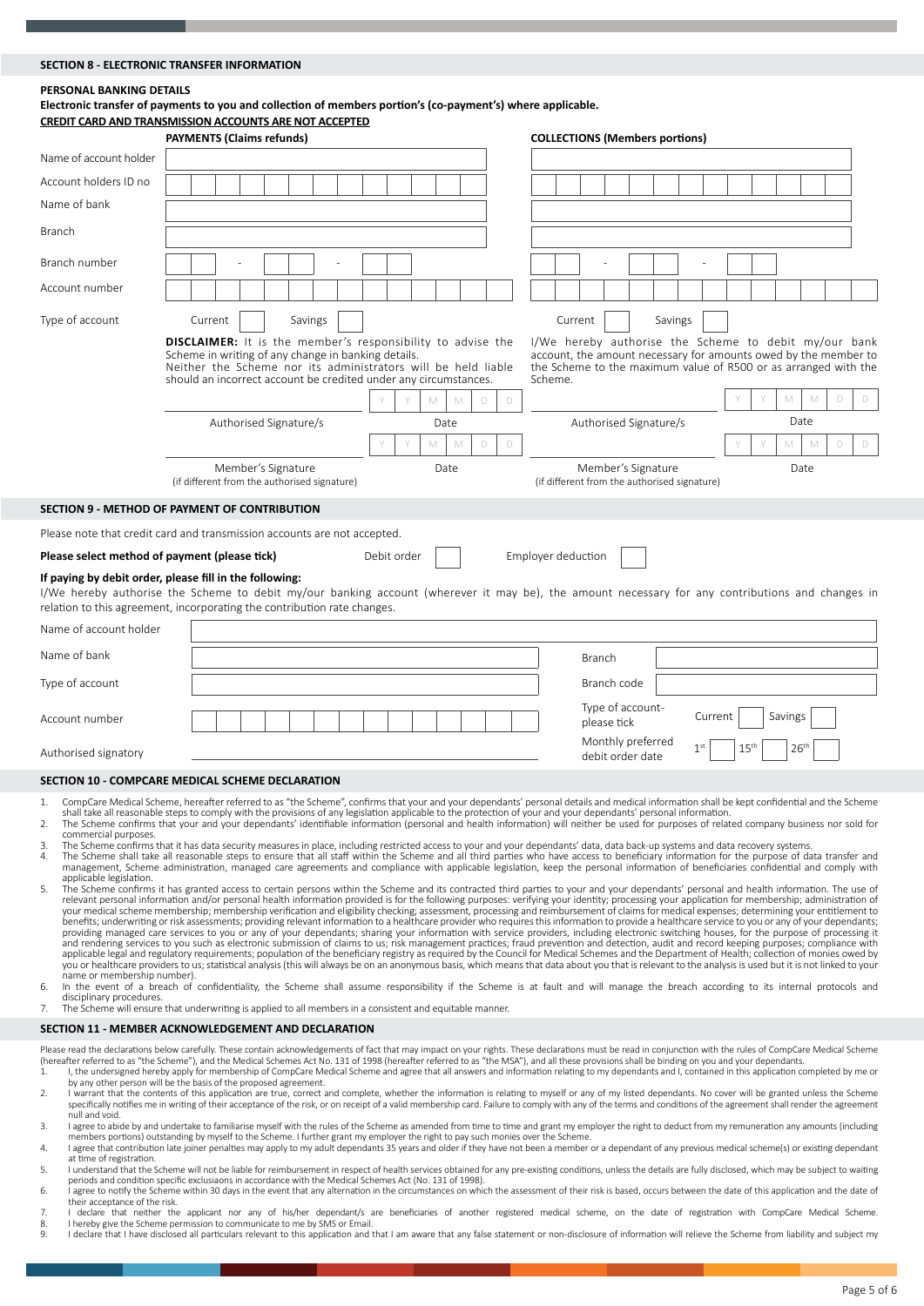## SECTION 8 - ELECTRONIC TRANSFER INFORMATION

**PERSONAL BANKING DETAILS**

**Electronic transfer of payments to you and collection of members portion's (co-payment's) where applicable.**

**CREDIT CARD AND TRANSMISSION ACCOUNTS ARE NOT ACCEPTED**

| | PAYMENTS (Claims refunds) | COLLECTIONS (Members portions) |
|---|---|---|
| Name of account holder | | |
| Account holders ID no | | |
| Name of bank | | |
| Branch | | |
| Branch number | - - | - - |
| Account number | | |
| Type of account | Current ☐ Savings ☐ | Current ☐ Savings ☐ |

**DISCLAIMER:** It is the member's responsibility to advise the Scheme in writing of any change in banking details. Neither the Scheme nor its administrators will be held liable should an incorrect account be credited under any circumstances.

I/We hereby authorise the Scheme to debit my/our bank account, the amount necessary for amounts owed by the member to the Scheme to the maximum value of R500 or as arranged with the Scheme.

| Payments | | Collections | |
|---|---|---|---|
| Authorised Signature/s | Date (Y Y M M D D) | Authorised Signature/s | Date (Y Y M M D D) |
| Member's Signature (if different from the authorised signature) | Date (Y Y M M D D) | Member's Signature (if different from the authorised signature) | Date (Y Y M M D D) |

## SECTION 9 - METHOD OF PAYMENT OF CONTRIBUTION

Please note that credit card and transmission accounts are not accepted.

**Please select method of payment (please tick)** Debit order ☐ Employer deduction ☐

**If paying by debit order, please fill in the following:**

I/We hereby authorise the Scheme to debit my/our banking account (wherever it may be), the amount necessary for any contributions and changes in relation to this agreement, incorporating the contribution rate changes.

| | | | |
|---|---|---|---|
| Name of account holder | | | |
| Name of bank | | Branch | |
| Type of account | | Branch code | |
| Account number | | Type of account- please tick | Current ☐ Savings ☐ |
| Authorised signatory | | Monthly preferred debit order date | 1st ☐ 15th ☐ 26th ☐ |

## SECTION 10 - COMPCARE MEDICAL SCHEME DECLARATION

1. CompCare Medical Scheme, hereafter referred to as "the Scheme", confirms that your and your dependants' personal details and medical information shall be kept confidential and the Scheme shall take all reasonable steps to comply with the provisions of any legislation applicable to the protection of your and your dependants' personal information.
2. The Scheme confirms that your and your dependants' identifiable information (personal and health information) will neither be used for purposes of related company business nor sold for commercial purposes.
3. The Scheme confirms that it has data security measures in place, including restricted access to your and your dependants' data, data back-up systems and data recovery systems.
4. The Scheme shall take all reasonable steps to ensure that all staff within the Scheme and all third parties who have access to beneficiary information for the purpose of data transfer and management, Scheme administration, managed care agreements and compliance with applicable legislation, keep the personal information of beneficiaries confidential and comply with applicable legislation.
5. The Scheme confirms it has granted access to certain persons within the Scheme and its contracted third parties to your and your dependants' personal and health information. The use of relevant personal information and/or personal health information provided is for the following purposes: verifying your identity; processing your application for membership; administration of your medical scheme membership; membership verification and eligibility checking; assessment, processing and reimbursement of claims for medical expenses; determining your entitlement to benefits; underwriting or risk assessments; providing relevant information to a healthcare provider who requires this information to provide a healthcare service to you or any of your dependants; providing managed care services to you or any of your dependants; sharing your information with service providers, including electronic switching houses, for the purpose of processing it and rendering services to you such as electronic submission of claims to us; risk management practices; fraud prevention and detection, audit and record keeping purposes; compliance with applicable legal and regulatory requirements; population of the beneficiary registry as required by the Council for Medical Schemes and the Department of Health; collection of monies owed by you or healthcare providers to us; statistical analysis (this will always be on an anonymous basis, which means that data about you that is relevant to the analysis is used but it is not linked to your name or membership number).
6. In the event of a breach of confidentiality, the Scheme shall assume responsibility if the Scheme is at fault and will manage the breach according to its internal protocols and disciplinary procedures.
7. The Scheme will ensure that underwriting is applied to all members in a consistent and equitable manner.

## SECTION 11 - MEMBER ACKNOWLEDGEMENT AND DECLARATION

Please read the declarations below carefully. These contain acknowledgements of fact that may impact on your rights. These declarations must be read in conjunction with the rules of CompCare Medical Scheme (hereafter referred to as "the Scheme"), and the Medical Schemes Act No. 131 of 1998 (hereafter referred to as "the MSA"), and all these provisions shall be binding on you and your dependants.

1. I, the undersigned hereby apply for membership of CompCare Medical Scheme and agree that all answers and information relating to my dependants and I, contained in this application completed by me or by any other person will be the basis of the proposed agreement.
2. I warrant that the contents of this application are true, correct and complete, whether the information is relating to myself or any of my listed dependants. No cover will be granted unless the Scheme specifically notifies me in writing of their acceptance of the risk, or on receipt of a valid membership card. Failure to comply with any of the terms and conditions of the agreement shall render the agreement null and void.
3. I agree to abide by and undertake to familiarise myself with the rules of the Scheme as amended from time to time and grant my employer the right to deduct from my remuneration any amounts (including members portions) outstanding by myself to the Scheme. I further grant my employer the right to pay such monies over the Scheme.
4. I agree that contribution late joiner penalties may apply to my adult dependants 35 years and older if they have not been a member or a dependant of any previous medical scheme(s) or existing dependant at time of registration.
5. I understand that the Scheme will not be liable for reimbursement in respect of health services obtained for any pre-existing conditions, unless the details are fully disclosed, which may be subject to waiting periods and condition specific exclusiaons in accordance with the Medical Schemes Act (No. 131 of 1998).
6. I agree to notify the Scheme within 30 days in the event that any alternation in the circumstances on which the assessment of their risk is based, occurs between the date of this application and the date of their acceptance of the risk.
7. I declare that neither the applicant nor any of his/her dependant/s are beneficiaries of another registered medical scheme, on the date of registration with CompCare Medical Scheme.
8. I hereby give the Scheme permission to communicate to me by SMS or Email.
9. I declare that I have disclosed all particulars relevant to this application and that I am aware that any false statement or non-disclosure of information will relieve the Scheme from liability and subject my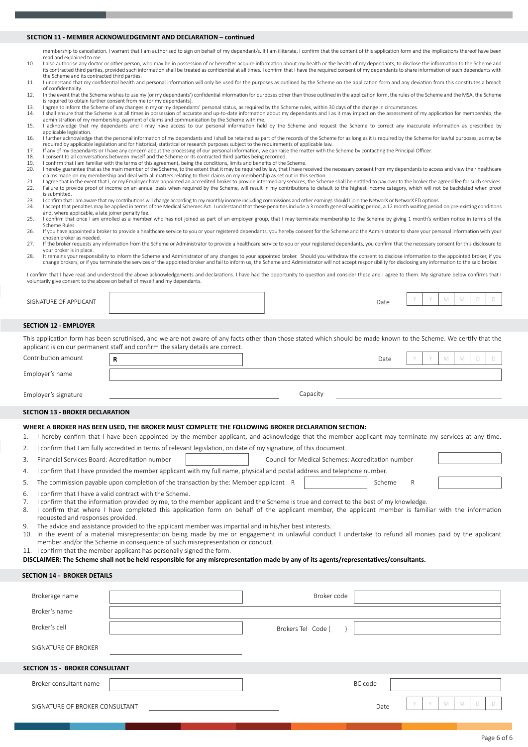## SECTION 11 - MEMBER ACKNOWLEDGEMENT AND DECLARATION – continued

membership to cancellation. I warrant that I am authorised to sign on behalf of my dependant/s. If I am illiterate, I confirm that the content of this application form and the implications thereof have been read and explained to me.

10. I also authorise any doctor or other person, who may be in possession of or hereafter acquire information about my health or the health of my dependants, to disclose the information to the Scheme and its contracted third parties, provided such information shall be treated as confidential at all times. I confirm that I have the required consent of my dependants to share information of such dependants with the Scheme and its contracted third parties.
11. I understand that my confidential health and personal information will only be used for the purposes as outlined by the Scheme on the application form and any deviation from this constitutes a breach of confidentiality.
12. In the event that the Scheme wishes to use my (or my dependants') confidential information for purposes other than those outlined in the application form, the rules of the Scheme and the MSA, the Scheme is required to obtain further consent from me (or my dependants).
13. I agree to inform the Scheme of any changes in my or my dependants' personal status, as required by the Scheme rules, within 30 days of the change in circumstances.
14. I shall ensure that the Scheme is at all times in possession of accurate and up-to-date information about my dependants and I as it may impact on the assessment of my application for membership, the administration of my membership, payment of claims and communication by the Scheme with me.
15. I acknowledge that my dependants and I may have access to our personal information held by the Scheme and request the Scheme to correct any inaccurate information as prescribed by applicable legislation.
16. I further acknowledge that the personal information of my dependants and I shall be retained as part of the records of the Scheme for as long as it is required by the Scheme for lawful purposes, as may be required by applicable legislation and for historical, statistical or research purposes subject to the requirements of applicable law.
17. If any of my dependants or I have any concern about the processing of our personal information, we can raise the matter with the Scheme by contacting the Principal Officer.
18. I consent to all conversations between myself and the Scheme or its contracted third parties being recorded.
19. I confirm that I am familiar with the terms of this agreement, being the conditions, limits and benefits of the Scheme.
20. I hereby guarantee that as the main member of the Scheme, to the extent that it may be required by law, that I have received the necessary consent from my dependants to access and view their healthcare claims made on my membership and deal with all matters relating to their claims on my membership as set out in this section.
21. I agree that in the event that I, or my Employer have appointed an accredited broker to provide intermediary services, the Scheme shall be entitled to pay over to the broker the agreed fee for such services.
22. Failure to provide proof of income on an annual basis when required by the Scheme, will result in my contributions to default to the highest income category, which will not be backdated when proof is submitted.
23. I confirm that I am aware that my contributions will change according to my monthly income including commissions and other earnings should I join the NetworX or NetworX ED options.
24. I accept that penalties may be applied in terms of the Medical Schemes Act. I understand that these penalties include a 3 month general waiting period, a 12 month waiting period on pre-existing conditions and, where applicable, a late joiner penalty fee.
25. I confirm that once I am enrolled as a member who has not joined as part of an employer group, that I may terminate membership to the Scheme by giving 1 month's written notice in terms of the Scheme Rules.
26. If you have appointed a broker to provide a healthcare service to you or your registered dependants, you hereby consent for the Scheme and the Administrator to share your personal information with your chosen broker as needed.
27. If the broker requests any information from the Scheme or Administrator to provide a healthcare service to you or your registered dependants, you confirm that the necessary consent for this disclosure to your broker is in place.
28. It remains your responsibility to inform the Scheme and Administrator of any changes to your appointed broker. Should you withdraw the consent to disclose information to the appointed broker, if you change brokers, or if you terminate the services of the appointed broker and fail to inform us, the Scheme and Administrator will not accept responsibility for disclosing any information to the said broker.

I confirm that I have read and understood the above acknowledgements and declarations. I have had the opportunity to question and consider these and I agree to them. My signature below confirms that I voluntarily give consent to the above on behalf of myself and my dependants.

SIGNATURE OF APPLICANT ______________ Date Y Y M M D D

## SECTION 12 - EMPLOYER

This application form has been scrutinised, and we are not aware of any facts other than those stated which should be made known to the Scheme. We certify that the applicant is on our permanent staff and confirm the salary details are correct.

Contribution amount R ______________ Date Y Y M M D D

Employer's name ______________

Employer's signature ______________ Capacity ______________

## SECTION 13 - BROKER DECLARATION

**WHERE A BROKER HAS BEEN USED, THE BROKER MUST COMPLETE THE FOLLOWING BROKER DECLARATION SECTION:**

1. I hereby confirm that I have been appointed by the member applicant, and acknowledge that the member applicant may terminate my services at any time.
2. I confirm that I am fully accredited in terms of relevant legislation, on date of my signature, of this document.
3. Financial Services Board: Accreditation number ______________ Council for Medical Schemes: Accreditation number ______________
4. I confirm that I have provided the member applicant with my full name, physical and postal address and telephone number.
5. The commission payable upon completion of the transaction by the: Member applicant R ______________ Scheme R ______________
6. I confirm that I have a valid contract with the Scheme.
7. I confirm that the information provided by me, to the member applicant and the Scheme is true and correct to the best of my knowledge.
8. I confirm that where I have completed this application form on behalf of the applicant member, the applicant member is familiar with the information requested and responses provided.
9. The advice and assistance provided to the applicant member was impartial and in his/her best interests.
10. In the event of a material misrepresentation being made by me or engagement in unlawful conduct I undertake to refund all monies paid by the applicant member and/or the Scheme in consequence of such misrepresentation or conduct.
11. I confirm that the member applicant has personally signed the form.

**DISCLAIMER: The Scheme shall not be held responsible for any misrepresentation made by any of its agents/representatives/consultants.**

## SECTION 14 - BROKER DETAILS

Brokerage name ______________ Broker code ______________

Broker's name ______________

Broker's cell ______________ Brokers Tel Code ( ) ______________

SIGNATURE OF BROKER ______________

## SECTION 15 - BROKER CONSULTANT

Broker consultant name ______________ BC code ______________

SIGNATURE OF BROKER CONSULTANT ______________ Date Y Y M M D D